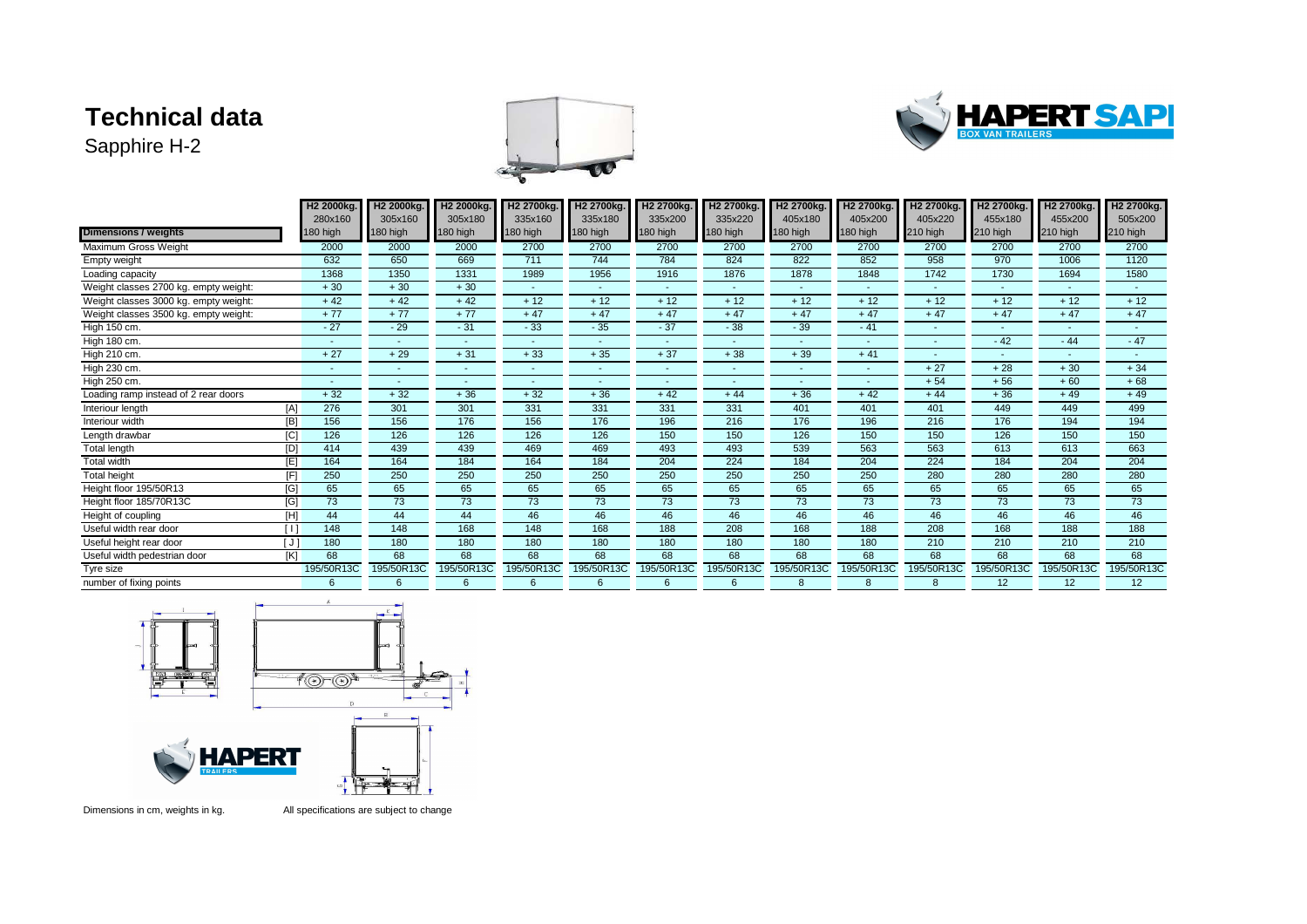# Technical data

Sapphire H-2

| Dimensions / weights | | H2 2000kg. 280x160 180 high | H2 2000kg. 305x160 180 high | H2 2000kg. 305x180 180 high | H2 2700kg. 335x160 180 high | H2 2700kg. 335x180 180 high | H2 2700kg. 335x200 180 high | H2 2700kg. 335x220 180 high | H2 2700kg. 405x180 180 high | H2 2700kg. 405x200 180 high | H2 2700kg. 405x220 210 high | H2 2700kg. 455x180 210 high | H2 2700kg. 455x200 210 high | H2 2700kg. 505x200 210 high |
|---|---|---|---|---|---|---|---|---|---|---|---|---|---|---|
| Maximum Gross Weight | | 2000 | 2000 | 2000 | 2700 | 2700 | 2700 | 2700 | 2700 | 2700 | 2700 | 2700 | 2700 | 2700 |
| Empty weight | | 632 | 650 | 669 | 711 | 744 | 784 | 824 | 822 | 852 | 958 | 970 | 1006 | 1120 |
| Loading capacity | | 1368 | 1350 | 1331 | 1989 | 1956 | 1916 | 1876 | 1878 | 1848 | 1742 | 1730 | 1694 | 1580 |
| Weight classes 2700 kg. empty weight: | | + 30 | + 30 | + 30 | - | - | - | - | - | - | - | - | - | - |
| Weight classes 3000 kg. empty weight: | | + 42 | + 42 | + 42 | + 12 | + 12 | + 12 | + 12 | + 12 | + 12 | + 12 | + 12 | + 12 | + 12 |
| Weight classes 3500 kg. empty weight: | | + 77 | + 77 | + 77 | + 47 | + 47 | + 47 | + 47 | + 47 | + 47 | + 47 | + 47 | + 47 | + 47 |
| High 150 cm. | | - 27 | - 29 | - 31 | - 33 | - 35 | - 37 | - 38 | - 39 | - 41 | - | - | - | - |
| High 180 cm. | | - | - | - | - | - | - | - | - | - | - | - 42 | - 44 | - 47 |
| High 210 cm. | | + 27 | + 29 | + 31 | + 33 | + 35 | + 37 | + 38 | + 39 | + 41 | - | - | - | - |
| High 230 cm. | | - | - | - | - | - | - | - | - | - | + 27 | + 28 | + 30 | + 34 |
| High 250 cm. | | - | - | - | - | - | - | - | - | - | + 54 | + 56 | + 60 | + 68 |
| Loading ramp instead of 2 rear doors | | + 32 | + 32 | + 36 | + 32 | + 36 | + 42 | + 44 | + 36 | + 42 | + 44 | + 36 | + 49 | + 49 |
| Interiour length | [A] | 276 | 301 | 301 | 331 | 331 | 331 | 331 | 401 | 401 | 401 | 449 | 449 | 499 |
| Interiour width | [B] | 156 | 156 | 176 | 156 | 176 | 196 | 216 | 176 | 196 | 216 | 176 | 194 | 194 |
| Length drawbar | [C] | 126 | 126 | 126 | 126 | 126 | 150 | 150 | 126 | 150 | 150 | 126 | 150 | 150 |
| Total length | [D] | 414 | 439 | 439 | 469 | 469 | 493 | 493 | 539 | 563 | 563 | 613 | 613 | 663 |
| Total width | [E] | 164 | 164 | 184 | 164 | 184 | 204 | 224 | 184 | 204 | 224 | 184 | 204 | 204 |
| Total height | [F] | 250 | 250 | 250 | 250 | 250 | 250 | 250 | 250 | 250 | 280 | 280 | 280 | 280 |
| Height floor 195/50R13 | [G] | 65 | 65 | 65 | 65 | 65 | 65 | 65 | 65 | 65 | 65 | 65 | 65 | 65 |
| Height floor 185/70R13C | [G] | 73 | 73 | 73 | 73 | 73 | 73 | 73 | 73 | 73 | 73 | 73 | 73 | 73 |
| Height of coupling | [H] | 44 | 44 | 44 | 46 | 46 | 46 | 46 | 46 | 46 | 46 | 46 | 46 | 46 |
| Useful width rear door | [ I ] | 148 | 148 | 168 | 148 | 168 | 188 | 208 | 168 | 188 | 208 | 168 | 188 | 188 |
| Useful height rear door | [ J ] | 180 | 180 | 180 | 180 | 180 | 180 | 180 | 180 | 180 | 210 | 210 | 210 | 210 |
| Useful width pedestrian door | [K] | 68 | 68 | 68 | 68 | 68 | 68 | 68 | 68 | 68 | 68 | 68 | 68 | 68 |
| Tyre size | | 195/50R13C | 195/50R13C | 195/50R13C | 195/50R13C | 195/50R13C | 195/50R13C | 195/50R13C | 195/50R13C | 195/50R13C | 195/50R13C | 195/50R13C | 195/50R13C | 195/50R13C |
| number of fixing points | | 6 | 6 | 6 | 6 | 6 | 6 | 6 | 8 | 8 | 8 | 12 | 12 | 12 |

Dimensions in cm, weights in kg.

All specifications are subject to change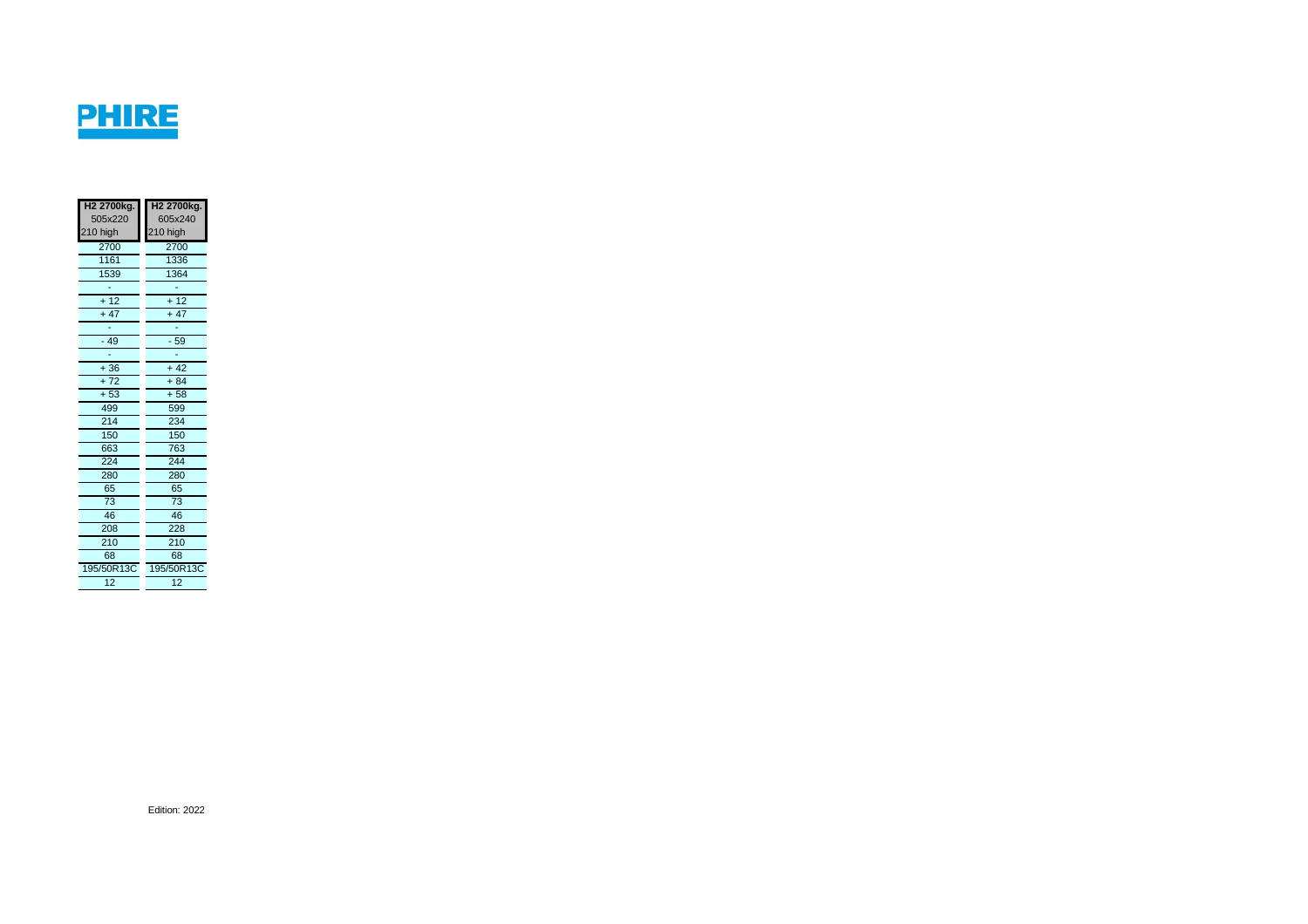**PHIRE**

| **H2 2700kg.** 505x220 210 high | **H2 2700kg.** 605x240 210 high |
|---|---|
| 2700 | 2700 |
| 1161 | 1336 |
| 1539 | 1364 |
| - | - |
| + 12 | + 12 |
| + 47 | + 47 |
| - | - |
| - 49 | - 59 |
| - | - |
| + 36 | + 42 |
| + 72 | + 84 |
| + 53 | + 58 |
| 499 | 599 |
| 214 | 234 |
| 150 | 150 |
| 663 | 763 |
| 224 | 244 |
| 280 | 280 |
| 65 | 65 |
| 73 | 73 |
| 46 | 46 |
| 208 | 228 |
| 210 | 210 |
| 68 | 68 |
| 195/50R13C | 195/50R13C |
| 12 | 12 |

Edition: 2022